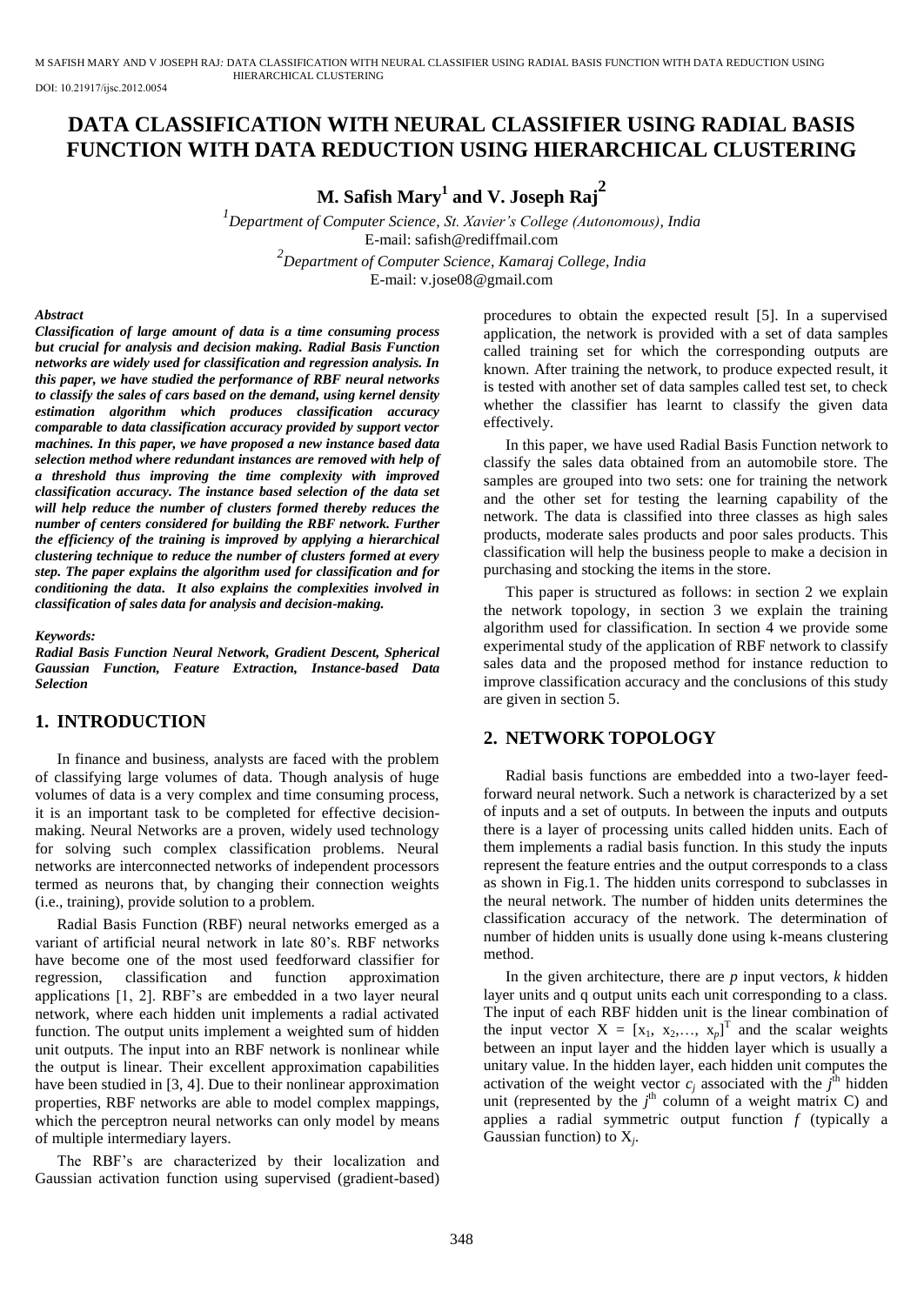# DATA CLASSIFICATION WITH NEURAL CLASSIFIER USING RADIAL BASIS FUNCTION WITH DATA REDUCTION USING HIERARCHICAL CLUSTERING

**M. Safish Mary[1] and V. Joseph Raj[2]**

[1]*Department of Computer Science, St. Xavier's College (Autonomous), India*
E-mail: safish@rediffmail.com

[2]*Department of Computer Science, Kamaraj College, India*
E-mail: v.jose08@gmail.com

***Abstract***

***Classification of large amount of data is a time consuming process but crucial for analysis and decision making. Radial Basis Function networks are widely used for classification and regression analysis. In this paper, we have studied the performance of RBF neural networks to classify the sales of cars based on the demand, using kernel density estimation algorithm which produces classification accuracy comparable to data classification accuracy provided by support vector machines. In this paper, we have proposed a new instance based data selection method where redundant instances are removed with help of a threshold thus improving the time complexity with improved classification accuracy. The instance based selection of the data set will help reduce the number of clusters formed thereby reduces the number of centers considered for building the RBF network. Further the efficiency of the training is improved by applying a hierarchical clustering technique to reduce the number of clusters formed at every step. The paper explains the algorithm used for classification and for conditioning the data. It also explains the complexities involved in classification of sales data for analysis and decision-making.***

***Keywords:***

***Radial Basis Function Neural Network, Gradient Descent, Spherical Gaussian Function, Feature Extraction, Instance-based Data Selection***

## 1. INTRODUCTION

In finance and business, analysts are faced with the problem of classifying large volumes of data. Though analysis of huge volumes of data is a very complex and time consuming process, it is an important task to be completed for effective decision-making. Neural Networks are a proven, widely used technology for solving such complex classification problems. Neural networks are interconnected networks of independent processors termed as neurons that, by changing their connection weights (i.e., training), provide solution to a problem.

Radial Basis Function (RBF) neural networks emerged as a variant of artificial neural network in late 80's. RBF networks have become one of the most used feedforward classifier for regression, classification and function approximation applications [1, 2]. RBF's are embedded in a two layer neural network, where each hidden unit implements a radial activated function. The output units implement a weighted sum of hidden unit outputs. The input into an RBF network is nonlinear while the output is linear. Their excellent approximation capabilities have been studied in [3, 4]. Due to their nonlinear approximation properties, RBF networks are able to model complex mappings, which the perceptron neural networks can only model by means of multiple intermediary layers.

The RBF's are characterized by their localization and Gaussian activation function using supervised (gradient-based) procedures to obtain the expected result [5]. In a supervised application, the network is provided with a set of data samples called training set for which the corresponding outputs are known. After training the network, to produce expected result, it is tested with another set of data samples called test set, to check whether the classifier has learnt to classify the given data effectively.

In this paper, we have used Radial Basis Function network to classify the sales data obtained from an automobile store. The samples are grouped into two sets: one for training the network and the other set for testing the learning capability of the network. The data is classified into three classes as high sales products, moderate sales products and poor sales products. This classification will help the business people to make a decision in purchasing and stocking the items in the store.

This paper is structured as follows: in section 2 we explain the network topology, in section 3 we explain the training algorithm used for classification. In section 4 we provide some experimental study of the application of RBF network to classify sales data and the proposed method for instance reduction to improve classification accuracy and the conclusions of this study are given in section 5.

## 2. NETWORK TOPOLOGY

Radial basis functions are embedded into a two-layer feed-forward neural network. Such a network is characterized by a set of inputs and a set of outputs. In between the inputs and outputs there is a layer of processing units called hidden units. Each of them implements a radial basis function. In this study the inputs represent the feature entries and the output corresponds to a class as shown in Fig.1. The hidden units correspond to subclasses in the neural network. The number of hidden units determines the classification accuracy of the network. The determination of number of hidden units is usually done using k-means clustering method.

In the given architecture, there are $p$ input vectors, $k$ hidden layer units and q output units each unit corresponding to a class. The input of each RBF hidden unit is the linear combination of the input vector $X = [x_1, x_2, \ldots, x_p]^T$ and the scalar weights between an input layer and the hidden layer which is usually a unitary value. In the hidden layer, each hidden unit computes the activation of the weight vector $c_j$ associated with the $j^{\text{th}}$ hidden unit (represented by the $j^{\text{th}}$ column of a weight matrix C) and applies a radial symmetric output function $f$ (typically a Gaussian function) to $X_j$.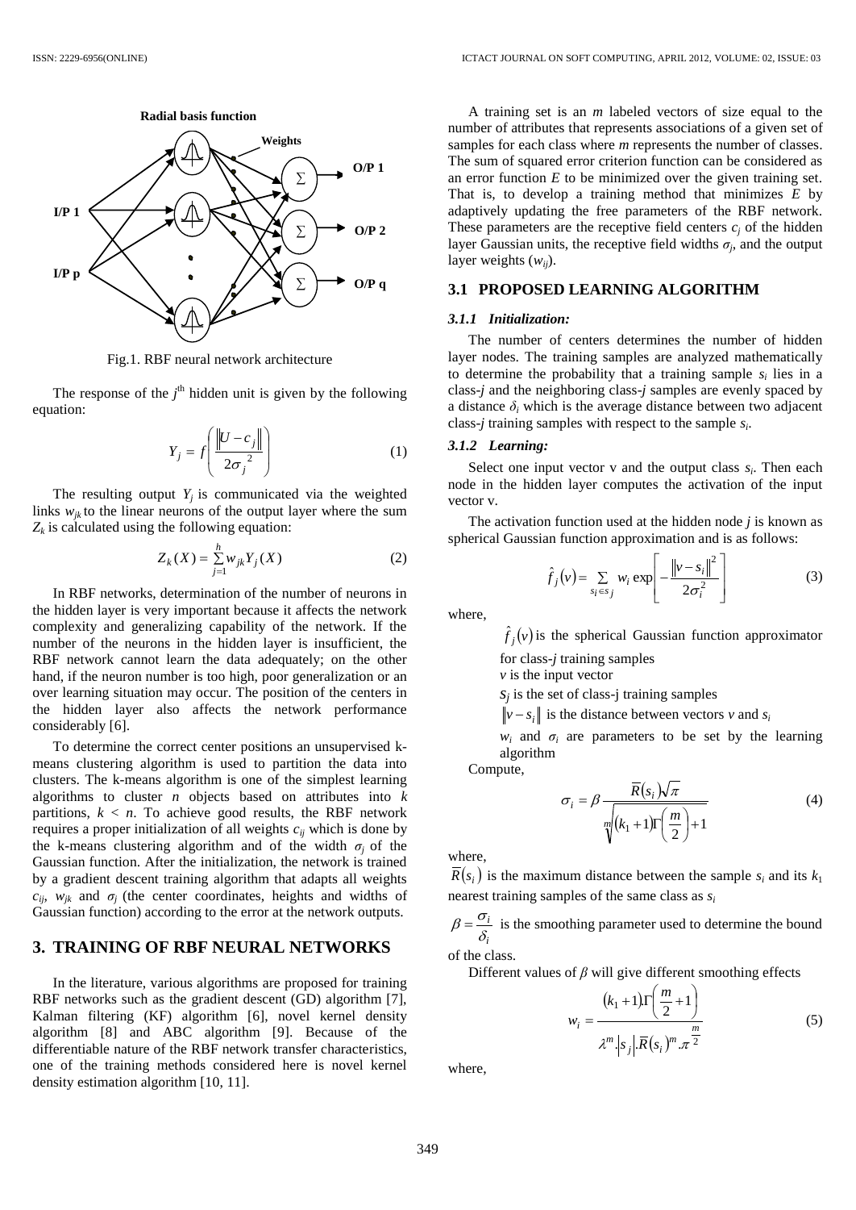Radial basis function

Weights

I/P 1

I/P p

O/P 1

O/P 2

O/P q

Fig.1. RBF neural network architecture

The response of the $j^{th}$ hidden unit is given by the following equation:

$$Y_j = f\left(\frac{\|U - c_j\|}{2\sigma_j^{\ 2}}\right) \tag{1}$$

The resulting output $Y_j$ is communicated via the weighted links $w_{jk}$ to the linear neurons of the output layer where the sum $Z_k$ is calculated using the following equation:

$$Z_k(X) = \sum_{j=1}^{h} w_{jk} Y_j(X) \tag{2}$$

In RBF networks, determination of the number of neurons in the hidden layer is very important because it affects the network complexity and generalizing capability of the network. If the number of the neurons in the hidden layer is insufficient, the RBF network cannot learn the data adequately; on the other hand, if the neuron number is too high, poor generalization or an over learning situation may occur. The position of the centers in the hidden layer also affects the network performance considerably [6].

To determine the correct center positions an unsupervised k-means clustering algorithm is used to partition the data into clusters. The k-means algorithm is one of the simplest learning algorithms to cluster $n$ objects based on attributes into $k$ partitions, $k < n$. To achieve good results, the RBF network requires a proper initialization of all weights $c_{ij}$ which is done by the k-means clustering algorithm and of the width $\sigma_j$ of the Gaussian function. After the initialization, the network is trained by a gradient descent training algorithm that adapts all weights $c_{ij}$, $w_{jk}$ and $\sigma_j$ (the center coordinates, heights and widths of Gaussian function) according to the error at the network outputs.

## 3. TRAINING OF RBF NEURAL NETWORKS

In the literature, various algorithms are proposed for training RBF networks such as the gradient descent (GD) algorithm [7], Kalman filtering (KF) algorithm [6], novel kernel density algorithm [8] and ABC algorithm [9]. Because of the differentiable nature of the RBF network transfer characteristics, one of the training methods considered here is novel kernel density estimation algorithm [10, 11].

A training set is an $m$ labeled vectors of size equal to the number of attributes that represents associations of a given set of samples for each class where $m$ represents the number of classes. The sum of squared error criterion function can be considered as an error function $E$ to be minimized over the given training set. That is, to develop a training method that minimizes $E$ by adaptively updating the free parameters of the RBF network. These parameters are the receptive field centers $c_j$ of the hidden layer Gaussian units, the receptive field widths $\sigma_j$, and the output layer weights ($w_{ij}$).

### 3.1 PROPOSED LEARNING ALGORITHM

#### 3.1.1 Initialization:

The number of centers determines the number of hidden layer nodes. The training samples are analyzed mathematically to determine the probability that a training sample $s_i$ lies in a class-$j$ and the neighboring class-$j$ samples are evenly spaced by a distance $\delta_i$ which is the average distance between two adjacent class-$j$ training samples with respect to the sample $s_i$.

#### 3.1.2 Learning:

Select one input vector v and the output class $s_i$. Then each node in the hidden layer computes the activation of the input vector v.

The activation function used at the hidden node $j$ is known as spherical Gaussian function approximation and is as follows:

$$\hat{f}_j(v) = \sum_{s_i \in s_j} w_i \exp\left[-\frac{\|v - s_i\|^2}{2\sigma_i^2}\right] \tag{3}$$

where,

$\hat{f}_j(v)$ is the spherical Gaussian function approximator for class-$j$ training samples

$v$ is the input vector

$s_j$ is the set of class-j training samples

$\|v - s_i\|$ is the distance between vectors $v$ and $s_i$

$w_i$ and $\sigma_i$ are parameters to be set by the learning algorithm

Compute,

$$\sigma_i = \beta \frac{\overline{R}(s_i)\sqrt{\pi}}{\sqrt[m]{(k_1+1)\Gamma\left(\frac{m}{2}\right)+1}} \tag{4}$$

where,

$\overline{R}(s_i)$ is the maximum distance between the sample $s_i$ and its $k_1$ nearest training samples of the same class as $s_i$

$\beta = \frac{\sigma_i}{\delta_i}$ is the smoothing parameter used to determine the bound of the class.

Different values of $\beta$ will give different smoothing effects

$$w_i = \frac{(k_1+1).\Gamma\left(\frac{m}{2}+1\right)}{\lambda^m.|s_j|.\overline{R}(s_i)^m.\pi^{\frac{m}{2}}} \tag{5}$$

where,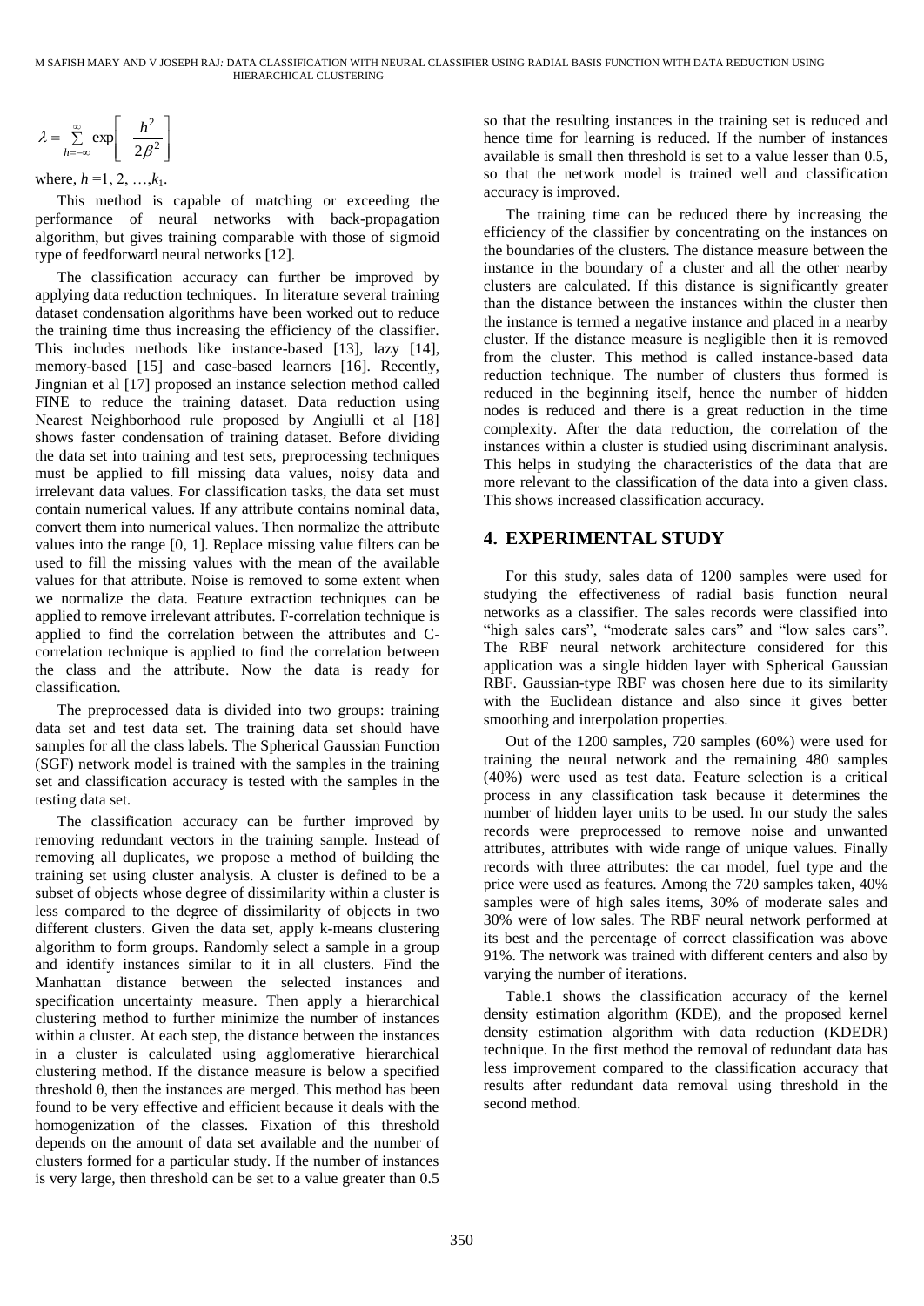$$\lambda = \sum_{h=-\infty}^{\infty} \exp\left[-\frac{h^2}{2\beta^2}\right]$$

where, $h$ =1, 2, …,$k_1$.

This method is capable of matching or exceeding the performance of neural networks with back-propagation algorithm, but gives training comparable with those of sigmoid type of feedforward neural networks [12].

The classification accuracy can further be improved by applying data reduction techniques. In literature several training dataset condensation algorithms have been worked out to reduce the training time thus increasing the efficiency of the classifier. This includes methods like instance-based [13], lazy [14], memory-based [15] and case-based learners [16]. Recently, Jingnian et al [17] proposed an instance selection method called FINE to reduce the training dataset. Data reduction using Nearest Neighborhood rule proposed by Angiulli et al [18] shows faster condensation of training dataset. Before dividing the data set into training and test sets, preprocessing techniques must be applied to fill missing data values, noisy data and irrelevant data values. For classification tasks, the data set must contain numerical values. If any attribute contains nominal data, convert them into numerical values. Then normalize the attribute values into the range [0, 1]. Replace missing value filters can be used to fill the missing values with the mean of the available values for that attribute. Noise is removed to some extent when we normalize the data. Feature extraction techniques can be applied to remove irrelevant attributes. F-correlation technique is applied to find the correlation between the attributes and C-correlation technique is applied to find the correlation between the class and the attribute. Now the data is ready for classification.

The preprocessed data is divided into two groups: training data set and test data set. The training data set should have samples for all the class labels. The Spherical Gaussian Function (SGF) network model is trained with the samples in the training set and classification accuracy is tested with the samples in the testing data set.

The classification accuracy can be further improved by removing redundant vectors in the training sample. Instead of removing all duplicates, we propose a method of building the training set using cluster analysis. A cluster is defined to be a subset of objects whose degree of dissimilarity within a cluster is less compared to the degree of dissimilarity of objects in two different clusters. Given the data set, apply k-means clustering algorithm to form groups. Randomly select a sample in a group and identify instances similar to it in all clusters. Find the Manhattan distance between the selected instances and specification uncertainty measure. Then apply a hierarchical clustering method to further minimize the number of instances within a cluster. At each step, the distance between the instances in a cluster is calculated using agglomerative hierarchical clustering method. If the distance measure is below a specified threshold θ, then the instances are merged. This method has been found to be very effective and efficient because it deals with the homogenization of the classes. Fixation of this threshold depends on the amount of data set available and the number of clusters formed for a particular study. If the number of instances is very large, then threshold can be set to a value greater than 0.5 so that the resulting instances in the training set is reduced and hence time for learning is reduced. If the number of instances available is small then threshold is set to a value lesser than 0.5, so that the network model is trained well and classification accuracy is improved.

The training time can be reduced there by increasing the efficiency of the classifier by concentrating on the instances on the boundaries of the clusters. The distance measure between the instance in the boundary of a cluster and all the other nearby clusters are calculated. If this distance is significantly greater than the distance between the instances within the cluster then the instance is termed a negative instance and placed in a nearby cluster. If the distance measure is negligible then it is removed from the cluster. This method is called instance-based data reduction technique. The number of clusters thus formed is reduced in the beginning itself, hence the number of hidden nodes is reduced and there is a great reduction in the time complexity. After the data reduction, the correlation of the instances within a cluster is studied using discriminant analysis. This helps in studying the characteristics of the data that are more relevant to the classification of the data into a given class. This shows increased classification accuracy.

## 4. EXPERIMENTAL STUDY

For this study, sales data of 1200 samples were used for studying the effectiveness of radial basis function neural networks as a classifier. The sales records were classified into "high sales cars", "moderate sales cars" and "low sales cars". The RBF neural network architecture considered for this application was a single hidden layer with Spherical Gaussian RBF. Gaussian-type RBF was chosen here due to its similarity with the Euclidean distance and also since it gives better smoothing and interpolation properties.

Out of the 1200 samples, 720 samples (60%) were used for training the neural network and the remaining 480 samples (40%) were used as test data. Feature selection is a critical process in any classification task because it determines the number of hidden layer units to be used. In our study the sales records were preprocessed to remove noise and unwanted attributes, attributes with wide range of unique values. Finally records with three attributes: the car model, fuel type and the price were used as features. Among the 720 samples taken, 40% samples were of high sales items, 30% of moderate sales and 30% were of low sales. The RBF neural network performed at its best and the percentage of correct classification was above 91%. The network was trained with different centers and also by varying the number of iterations.

Table.1 shows the classification accuracy of the kernel density estimation algorithm (KDE), and the proposed kernel density estimation algorithm with data reduction (KDEDR) technique. In the first method the removal of redundant data has less improvement compared to the classification accuracy that results after redundant data removal using threshold in the second method.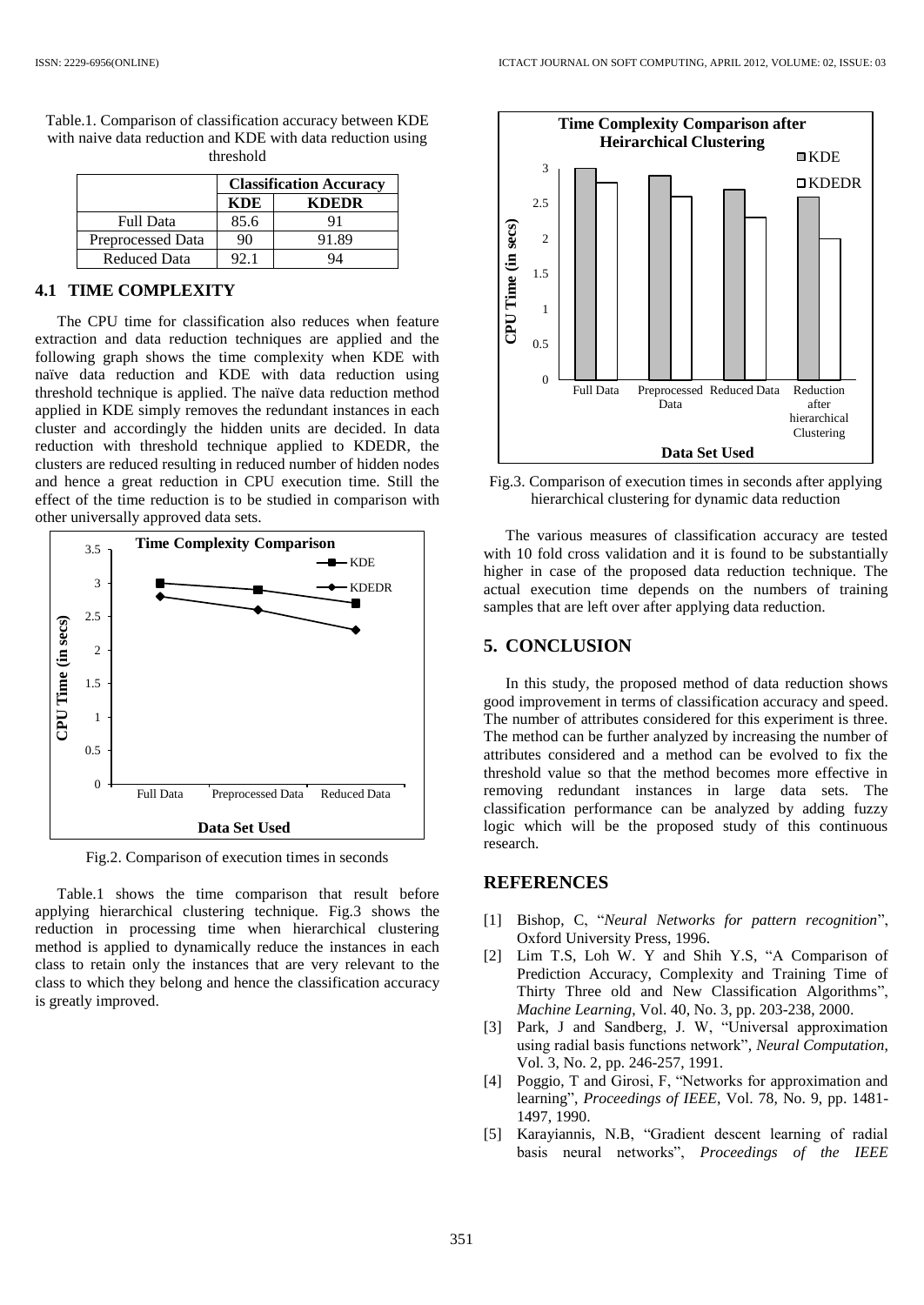Table.1. Comparison of classification accuracy between KDE with naive data reduction and KDE with data reduction using threshold

| | Classification Accuracy | |
|---|---|---|
| | **KDE** | **KDEDR** |
| Full Data | 85.6 | 91 |
| Preprocessed Data | 90 | 91.89 |
| Reduced Data | 92.1 | 94 |

### 4.1 TIME COMPLEXITY

The CPU time for classification also reduces when feature extraction and data reduction techniques are applied and the following graph shows the time complexity when KDE with naïve data reduction and KDE with data reduction using threshold technique is applied. The naïve data reduction method applied in KDE simply removes the redundant instances in each cluster and accordingly the hidden units are decided. In data reduction with threshold technique applied to KDEDR, the clusters are reduced resulting in reduced number of hidden nodes and hence a great reduction in CPU execution time. Still the effect of the time reduction is to be studied in comparison with other universally approved data sets.

Fig.2. Comparison of execution times in seconds

Table.1 shows the time comparison that result before applying hierarchical clustering technique. Fig.3 shows the reduction in processing time when hierarchical clustering method is applied to dynamically reduce the instances in each class to retain only the instances that are very relevant to the class to which they belong and hence the classification accuracy is greatly improved.

Fig.3. Comparison of execution times in seconds after applying hierarchical clustering for dynamic data reduction

The various measures of classification accuracy are tested with 10 fold cross validation and it is found to be substantially higher in case of the proposed data reduction technique. The actual execution time depends on the numbers of training samples that are left over after applying data reduction.

## 5. CONCLUSION

In this study, the proposed method of data reduction shows good improvement in terms of classification accuracy and speed. The number of attributes considered for this experiment is three. The method can be further analyzed by increasing the number of attributes considered and a method can be evolved to fix the threshold value so that the method becomes more effective in removing redundant instances in large data sets. The classification performance can be analyzed by adding fuzzy logic which will be the proposed study of this continuous research.

## REFERENCES

[1] Bishop, C, "*Neural Networks for pattern recognition*", Oxford University Press, 1996.

[2] Lim T.S, Loh W. Y and Shih Y.S, "A Comparison of Prediction Accuracy, Complexity and Training Time of Thirty Three old and New Classification Algorithms", *Machine Learning*, Vol. 40, No. 3, pp. 203-238, 2000.

[3] Park, J and Sandberg, J. W, "Universal approximation using radial basis functions network", *Neural Computation*, Vol. 3, No. 2, pp. 246-257, 1991.

[4] Poggio, T and Girosi, F, "Networks for approximation and learning", *Proceedings of IEEE*, Vol. 78, No. 9, pp. 1481-1497, 1990.

[5] Karayiannis, N.B, "Gradient descent learning of radial basis neural networks", *Proceedings of the IEEE*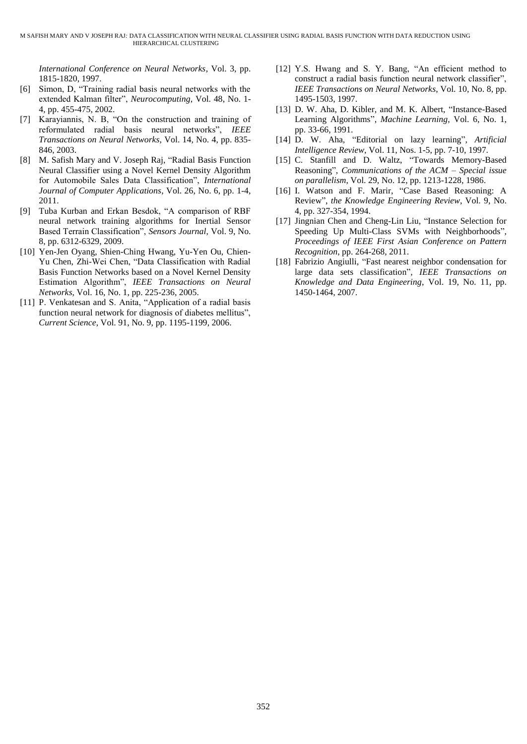*International Conference on Neural Networks*, Vol. 3, pp. 1815-1820, 1997.

[6] Simon, D, "Training radial basis neural networks with the extended Kalman filter", *Neurocomputing*, Vol. 48, No. 1-4, pp. 455-475, 2002.

[7] Karayiannis, N. B, "On the construction and training of reformulated radial basis neural networks", *IEEE Transactions on Neural Networks*, Vol. 14, No. 4, pp. 835-846, 2003.

[8] M. Safish Mary and V. Joseph Raj, "Radial Basis Function Neural Classifier using a Novel Kernel Density Algorithm for Automobile Sales Data Classification", *International Journal of Computer Applications*, Vol. 26, No. 6, pp. 1-4, 2011.

[9] Tuba Kurban and Erkan Besdok, "A comparison of RBF neural network training algorithms for Inertial Sensor Based Terrain Classification", *Sensors Journal*, Vol. 9, No. 8, pp. 6312-6329, 2009.

[10] Yen-Jen Oyang, Shien-Ching Hwang, Yu-Yen Ou, Chien-Yu Chen, Zhi-Wei Chen, "Data Classification with Radial Basis Function Networks based on a Novel Kernel Density Estimation Algorithm", *IEEE Transactions on Neural Networks*, Vol. 16, No. 1, pp. 225-236, 2005.

[11] P. Venkatesan and S. Anita, "Application of a radial basis function neural network for diagnosis of diabetes mellitus", *Current Science*, Vol. 91, No. 9, pp. 1195-1199, 2006.

[12] Y.S. Hwang and S. Y. Bang, "An efficient method to construct a radial basis function neural network classifier", *IEEE Transactions on Neural Networks*, Vol. 10, No. 8, pp. 1495-1503, 1997.

[13] D. W. Aha, D. Kibler, and M. K. Albert, "Instance-Based Learning Algorithms", *Machine Learning*, Vol. 6, No. 1, pp. 33-66, 1991.

[14] D. W. Aha, "Editorial on lazy learning", *Artificial Intelligence Review*, Vol. 11, Nos. 1-5, pp. 7-10, 1997.

[15] C. Stanfill and D. Waltz, "Towards Memory-Based Reasoning", *Communications of the ACM – Special issue on parallelism*, Vol. 29, No. 12, pp. 1213-1228, 1986.

[16] I. Watson and F. Marir, "Case Based Reasoning: A Review", *the Knowledge Engineering Review*, Vol. 9, No. 4, pp. 327-354, 1994.

[17] Jingnian Chen and Cheng-Lin Liu, "Instance Selection for Speeding Up Multi-Class SVMs with Neighborhoods", *Proceedings of IEEE First Asian Conference on Pattern Recognition*, pp. 264-268, 2011.

[18] Fabrizio Angiulli, "Fast nearest neighbor condensation for large data sets classification", *IEEE Transactions on Knowledge and Data Engineering*, Vol. 19, No. 11, pp. 1450-1464, 2007.